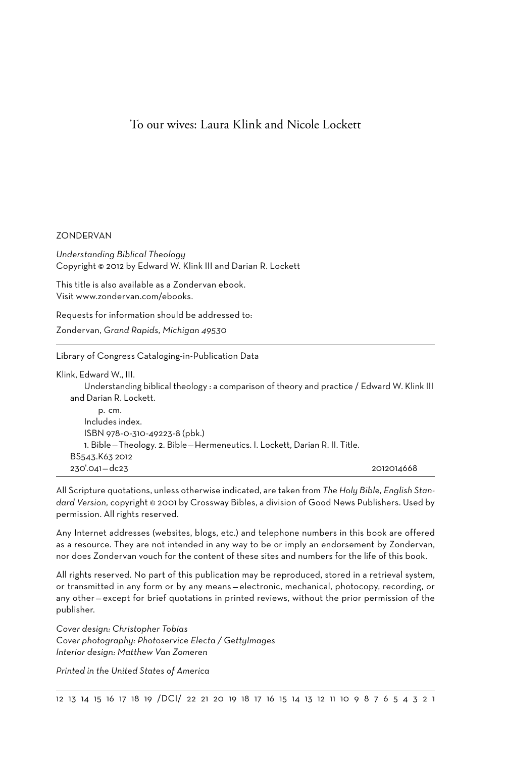To our wives: Laura Klink and Nicole Lockett

ZONDERVAN

*Understanding Biblical Theology*
Copyright © 2012 by Edward W. Klink III and Darian R. Lockett

This title is also available as a Zondervan ebook.
Visit www.zondervan.com/ebooks.

Requests for information should be addressed to:

Zondervan, *Grand Rapids, Michigan 49530*

---

Library of Congress Cataloging-in-Publication Data

Klink, Edward W., III.
Understanding biblical theology : a comparison of theory and practice / Edward W. Klink III and Darian R. Lockett.
p. cm.
Includes index.
ISBN 978-0-310-49223-8 (pbk.)
1. Bible—Theology. 2. Bible—Hermeneutics. I. Lockett, Darian R. II. Title.
BS543.K63 2012
230'.041—dc23 2012014668

---

All Scripture quotations, unless otherwise indicated, are taken from *The Holy Bible, English Standard Version,* copyright © 2001 by Crossway Bibles, a division of Good News Publishers. Used by permission. All rights reserved.

Any Internet addresses (websites, blogs, etc.) and telephone numbers in this book are offered as a resource. They are not intended in any way to be or imply an endorsement by Zondervan, nor does Zondervan vouch for the content of these sites and numbers for the life of this book.

All rights reserved. No part of this publication may be reproduced, stored in a retrieval system, or transmitted in any form or by any means—electronic, mechanical, photocopy, recording, or any other—except for brief quotations in printed reviews, without the prior permission of the publisher.

*Cover design: Christopher Tobias*
*Cover photography: Photoservice Electa / GettyImages*
*Interior design: Matthew Van Zomeren*

*Printed in the United States of America*

---

12 13 14 15 16 17 18 19 /DCI/ 22 21 20 19 18 17 16 15 14 13 12 11 10 9 8 7 6 5 4 3 2 1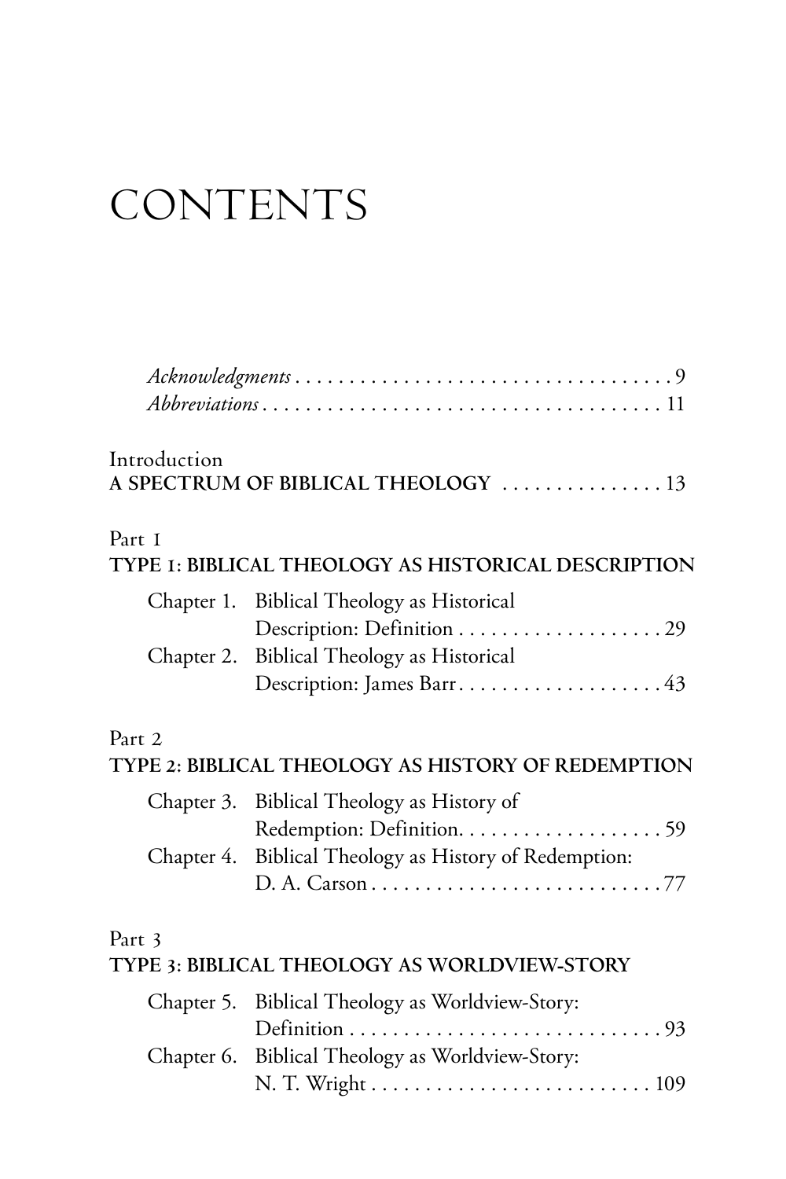# CONTENTS

*Acknowledgments* . . . . . . . . . . . . . . . . . . . . . . . . . . . . . . . . . . 9
*Abbreviations* . . . . . . . . . . . . . . . . . . . . . . . . . . . . . . . . . . . 11

Introduction
**A SPECTRUM OF BIBLICAL THEOLOGY** . . . . . . . . . . . . . . . 13

Part 1
**TYPE 1: BIBLICAL THEOLOGY AS HISTORICAL DESCRIPTION**

Chapter 1. Biblical Theology as Historical Description: Definition . . . . . . . . . . . . . . . . . . . 29
Chapter 2. Biblical Theology as Historical Description: James Barr . . . . . . . . . . . . . . . . . . . 43

Part 2
**TYPE 2: BIBLICAL THEOLOGY AS HISTORY OF REDEMPTION**

Chapter 3. Biblical Theology as History of Redemption: Definition. . . . . . . . . . . . . . . . . . . 59
Chapter 4. Biblical Theology as History of Redemption: D. A. Carson . . . . . . . . . . . . . . . . . . . . . . . . . . 77

Part 3
**TYPE 3: BIBLICAL THEOLOGY AS WORLDVIEW-STORY**

Chapter 5. Biblical Theology as Worldview-Story: Definition . . . . . . . . . . . . . . . . . . . . . . . . . . . . 93
Chapter 6. Biblical Theology as Worldview-Story: N. T. Wright . . . . . . . . . . . . . . . . . . . . . . . . . 109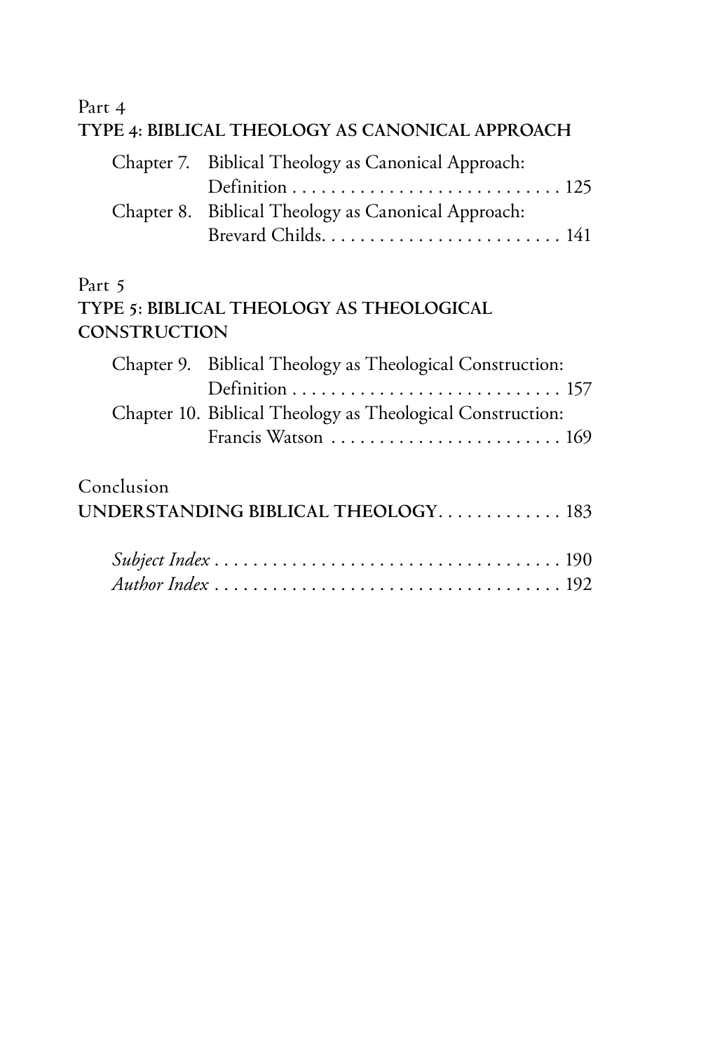Part 4

**TYPE 4: BIBLICAL THEOLOGY AS CANONICAL APPROACH**

Chapter 7. Biblical Theology as Canonical Approach: Definition . . . . . . . . . . . . . . . . . . . . . . . . . . . . 125

Chapter 8. Biblical Theology as Canonical Approach: Brevard Childs. . . . . . . . . . . . . . . . . . . . . . . . . 141

Part 5

**TYPE 5: BIBLICAL THEOLOGY AS THEOLOGICAL CONSTRUCTION**

Chapter 9. Biblical Theology as Theological Construction: Definition . . . . . . . . . . . . . . . . . . . . . . . . . . . . 157

Chapter 10. Biblical Theology as Theological Construction: Francis Watson . . . . . . . . . . . . . . . . . . . . . . . . 169

Conclusion

**UNDERSTANDING BIBLICAL THEOLOGY. . . . . . . . . . . . . 183**

*Subject Index* . . . . . . . . . . . . . . . . . . . . . . . . . . . . . . . . . . . . 190

*Author Index* . . . . . . . . . . . . . . . . . . . . . . . . . . . . . . . . . . . . 192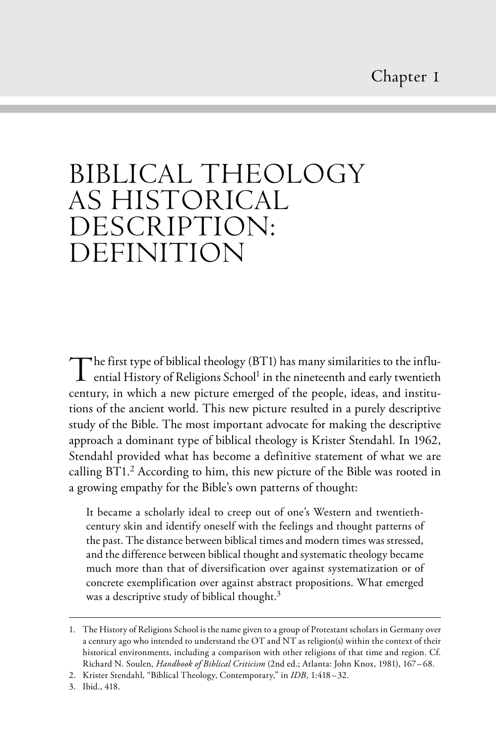Chapter 1

# BIBLICAL THEOLOGY AS HISTORICAL DESCRIPTION: DEFINITION

The first type of biblical theology (BT1) has many similarities to the influential History of Religions School[1] in the nineteenth and early twentieth century, in which a new picture emerged of the people, ideas, and institutions of the ancient world. This new picture resulted in a purely descriptive study of the Bible. The most important advocate for making the descriptive approach a dominant type of biblical theology is Krister Stendahl. In 1962, Stendahl provided what has become a definitive statement of what we are calling BT1.[2] According to him, this new picture of the Bible was rooted in a growing empathy for the Bible's own patterns of thought:

> It became a scholarly ideal to creep out of one's Western and twentieth-century skin and identify oneself with the feelings and thought patterns of the past. The distance between biblical times and modern times was stressed, and the difference between biblical thought and systematic theology became much more than that of diversification over against systematization or of concrete exemplification over against abstract propositions. What emerged was a descriptive study of biblical thought.[3]

---

1. The History of Religions School is the name given to a group of Protestant scholars in Germany over a century ago who intended to understand the OT and NT as religion(s) within the context of their historical environments, including a comparison with other religions of that time and region. Cf. Richard N. Soulen, *Handbook of Biblical Criticism* (2nd ed.; Atlanta: John Knox, 1981), 167–68.
2. Krister Stendahl, "Biblical Theology, Contemporary," in *IDB*, 1:418–32.
3. Ibid., 418.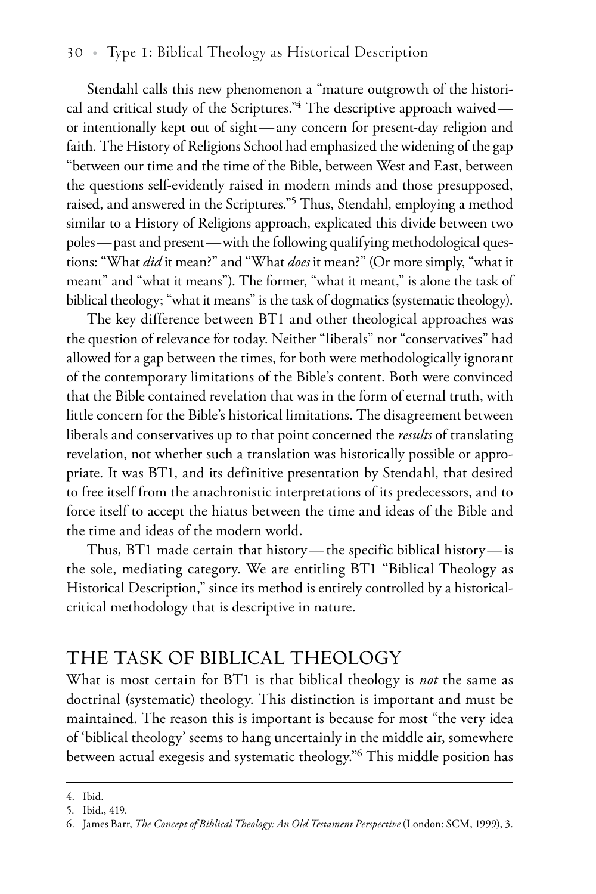Stendahl calls this new phenomenon a "mature outgrowth of the historical and critical study of the Scriptures."[4] The descriptive approach waived—or intentionally kept out of sight—any concern for present-day religion and faith. The History of Religions School had emphasized the widening of the gap "between our time and the time of the Bible, between West and East, between the questions self-evidently raised in modern minds and those presupposed, raised, and answered in the Scriptures."[5] Thus, Stendahl, employing a method similar to a History of Religions approach, explicated this divide between two poles—past and present—with the following qualifying methodological questions: "What *did* it mean?" and "What *does* it mean?" (Or more simply, "what it meant" and "what it means"). The former, "what it meant," is alone the task of biblical theology; "what it means" is the task of dogmatics (systematic theology).

The key difference between BT1 and other theological approaches was the question of relevance for today. Neither "liberals" nor "conservatives" had allowed for a gap between the times, for both were methodologically ignorant of the contemporary limitations of the Bible's content. Both were convinced that the Bible contained revelation that was in the form of eternal truth, with little concern for the Bible's historical limitations. The disagreement between liberals and conservatives up to that point concerned the *results* of translating revelation, not whether such a translation was historically possible or appropriate. It was BT1, and its definitive presentation by Stendahl, that desired to free itself from the anachronistic interpretations of its predecessors, and to force itself to accept the hiatus between the time and ideas of the Bible and the time and ideas of the modern world.

Thus, BT1 made certain that history—the specific biblical history—is the sole, mediating category. We are entitling BT1 "Biblical Theology as Historical Description," since its method is entirely controlled by a historical-critical methodology that is descriptive in nature.

## THE TASK OF BIBLICAL THEOLOGY

What is most certain for BT1 is that biblical theology is *not* the same as doctrinal (systematic) theology. This distinction is important and must be maintained. The reason this is important is because for most "the very idea of 'biblical theology' seems to hang uncertainly in the middle air, somewhere between actual exegesis and systematic theology."[6] This middle position has

---

4. Ibid.

5. Ibid., 419.

6. James Barr, *The Concept of Biblical Theology: An Old Testament Perspective* (London: SCM, 1999), 3.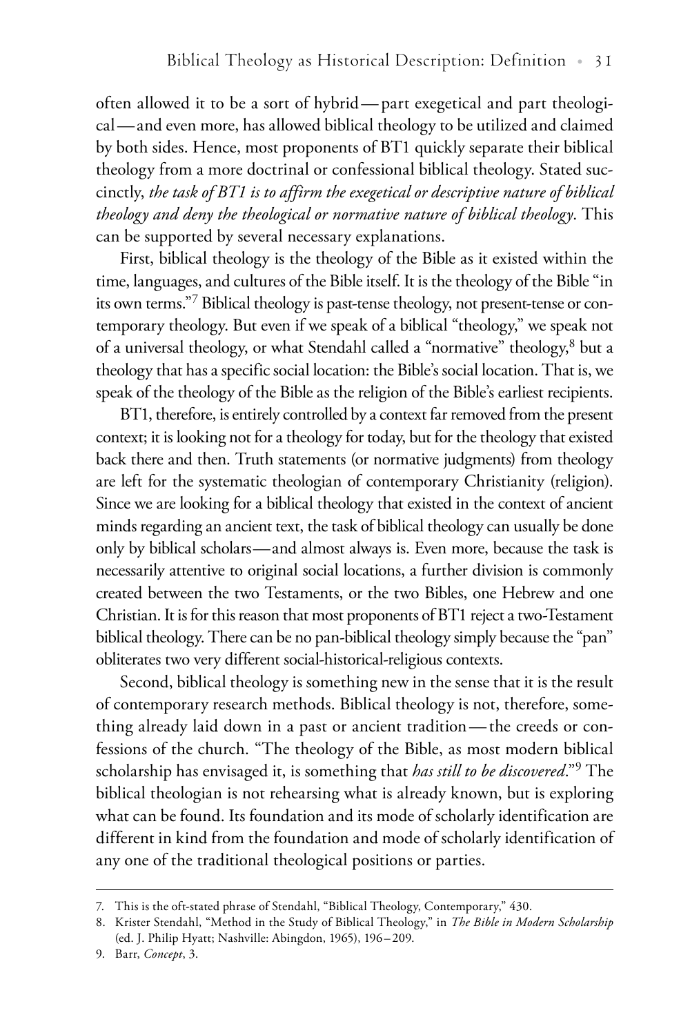often allowed it to be a sort of hybrid — part exegetical and part theological — and even more, has allowed biblical theology to be utilized and claimed by both sides. Hence, most proponents of BT1 quickly separate their biblical theology from a more doctrinal or confessional biblical theology. Stated succinctly, *the task of BT1 is to affirm the exegetical or descriptive nature of biblical theology and deny the theological or normative nature of biblical theology*. This can be supported by several necessary explanations.

First, biblical theology is the theology of the Bible as it existed within the time, languages, and cultures of the Bible itself. It is the theology of the Bible "in its own terms."[7] Biblical theology is past-tense theology, not present-tense or contemporary theology. But even if we speak of a biblical "theology," we speak not of a universal theology, or what Stendahl called a "normative" theology,[8] but a theology that has a specific social location: the Bible's social location. That is, we speak of the theology of the Bible as the religion of the Bible's earliest recipients.

BT1, therefore, is entirely controlled by a context far removed from the present context; it is looking not for a theology for today, but for the theology that existed back there and then. Truth statements (or normative judgments) from theology are left for the systematic theologian of contemporary Christianity (religion). Since we are looking for a biblical theology that existed in the context of ancient minds regarding an ancient text, the task of biblical theology can usually be done only by biblical scholars — and almost always is. Even more, because the task is necessarily attentive to original social locations, a further division is commonly created between the two Testaments, or the two Bibles, one Hebrew and one Christian. It is for this reason that most proponents of BT1 reject a two-Testament biblical theology. There can be no pan-biblical theology simply because the "pan" obliterates two very different social-historical-religious contexts.

Second, biblical theology is something new in the sense that it is the result of contemporary research methods. Biblical theology is not, therefore, something already laid down in a past or ancient tradition — the creeds or confessions of the church. "The theology of the Bible, as most modern biblical scholarship has envisaged it, is something that *has still to be discovered*."[9] The biblical theologian is not rehearsing what is already known, but is exploring what can be found. Its foundation and its mode of scholarly identification are different in kind from the foundation and mode of scholarly identification of any one of the traditional theological positions or parties.

---

7. This is the oft-stated phrase of Stendahl, "Biblical Theology, Contemporary," 430.

8. Krister Stendahl, "Method in the Study of Biblical Theology," in *The Bible in Modern Scholarship* (ed. J. Philip Hyatt; Nashville: Abingdon, 1965), 196–209.

9. Barr, *Concept*, 3.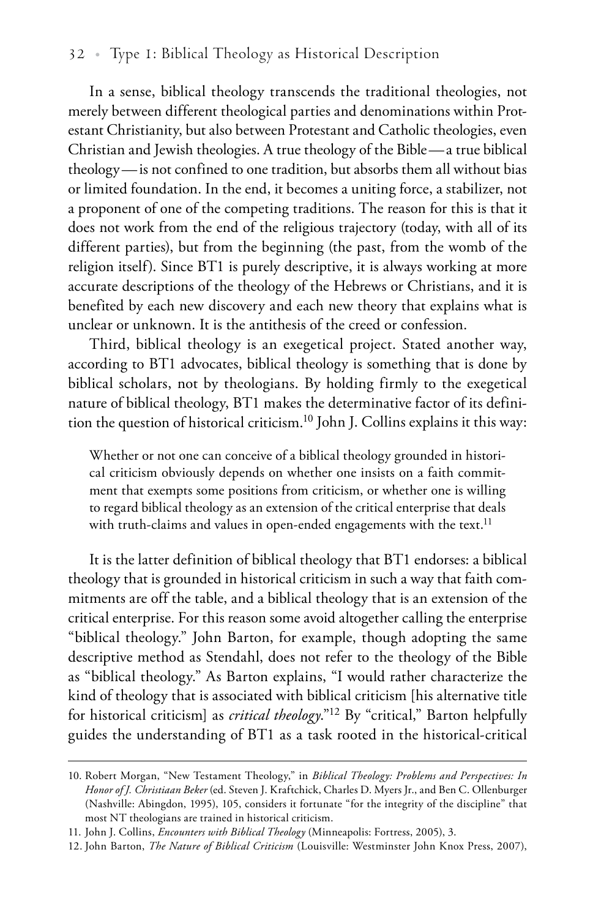In a sense, biblical theology transcends the traditional theologies, not merely between different theological parties and denominations within Protestant Christianity, but also between Protestant and Catholic theologies, even Christian and Jewish theologies. A true theology of the Bible—a true biblical theology—is not confined to one tradition, but absorbs them all without bias or limited foundation. In the end, it becomes a uniting force, a stabilizer, not a proponent of one of the competing traditions. The reason for this is that it does not work from the end of the religious trajectory (today, with all of its different parties), but from the beginning (the past, from the womb of the religion itself). Since BT1 is purely descriptive, it is always working at more accurate descriptions of the theology of the Hebrews or Christians, and it is benefited by each new discovery and each new theory that explains what is unclear or unknown. It is the antithesis of the creed or confession.

Third, biblical theology is an exegetical project. Stated another way, according to BT1 advocates, biblical theology is something that is done by biblical scholars, not by theologians. By holding firmly to the exegetical nature of biblical theology, BT1 makes the determinative factor of its definition the question of historical criticism.[10] John J. Collins explains it this way:

> Whether or not one can conceive of a biblical theology grounded in historical criticism obviously depends on whether one insists on a faith commitment that exempts some positions from criticism, or whether one is willing to regard biblical theology as an extension of the critical enterprise that deals with truth-claims and values in open-ended engagements with the text.[11]

It is the latter definition of biblical theology that BT1 endorses: a biblical theology that is grounded in historical criticism in such a way that faith commitments are off the table, and a biblical theology that is an extension of the critical enterprise. For this reason some avoid altogether calling the enterprise "biblical theology." John Barton, for example, though adopting the same descriptive method as Stendahl, does not refer to the theology of the Bible as "biblical theology." As Barton explains, "I would rather characterize the kind of theology that is associated with biblical criticism [his alternative title for historical criticism] as *critical theology*."[12] By "critical," Barton helpfully guides the understanding of BT1 as a task rooted in the historical-critical

---

10. Robert Morgan, "New Testament Theology," in *Biblical Theology: Problems and Perspectives: In Honor of J. Christiaan Beker* (ed. Steven J. Kraftchick, Charles D. Myers Jr., and Ben C. Ollenburger (Nashville: Abingdon, 1995), 105, considers it fortunate "for the integrity of the discipline" that most NT theologians are trained in historical criticism.

11. John J. Collins, *Encounters with Biblical Theology* (Minneapolis: Fortress, 2005), 3.

12. John Barton, *The Nature of Biblical Criticism* (Louisville: Westminster John Knox Press, 2007),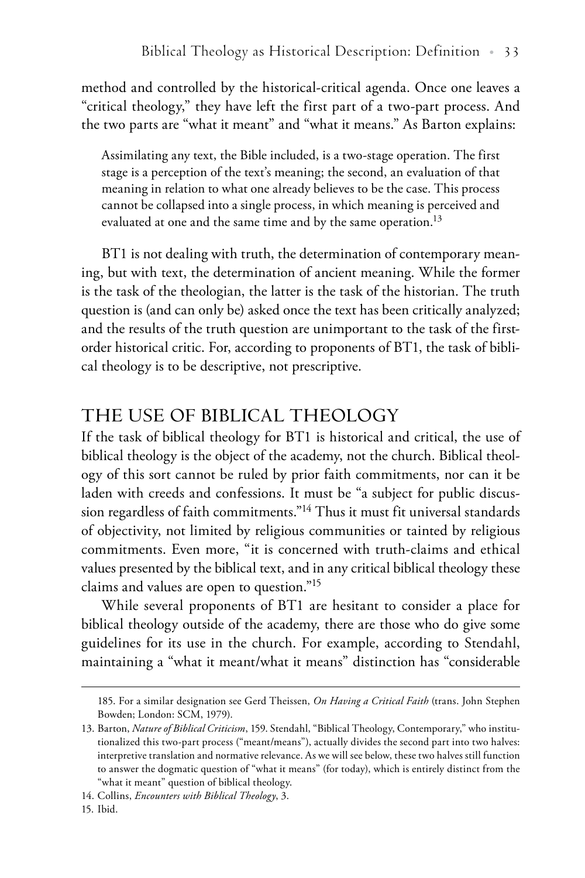method and controlled by the historical-critical agenda. Once one leaves a "critical theology," they have left the first part of a two-part process. And the two parts are "what it meant" and "what it means." As Barton explains:

> Assimilating any text, the Bible included, is a two-stage operation. The first stage is a perception of the text's meaning; the second, an evaluation of that meaning in relation to what one already believes to be the case. This process cannot be collapsed into a single process, in which meaning is perceived and evaluated at one and the same time and by the same operation.[13]

BT1 is not dealing with truth, the determination of contemporary meaning, but with text, the determination of ancient meaning. While the former is the task of the theologian, the latter is the task of the historian. The truth question is (and can only be) asked once the text has been critically analyzed; and the results of the truth question are unimportant to the task of the first-order historical critic. For, according to proponents of BT1, the task of biblical theology is to be descriptive, not prescriptive.

## THE USE OF BIBLICAL THEOLOGY

If the task of biblical theology for BT1 is historical and critical, the use of biblical theology is the object of the academy, not the church. Biblical theology of this sort cannot be ruled by prior faith commitments, nor can it be laden with creeds and confessions. It must be "a subject for public discussion regardless of faith commitments."[14] Thus it must fit universal standards of objectivity, not limited by religious communities or tainted by religious commitments. Even more, "it is concerned with truth-claims and ethical values presented by the biblical text, and in any critical biblical theology these claims and values are open to question."[15]

While several proponents of BT1 are hesitant to consider a place for biblical theology outside of the academy, there are those who do give some guidelines for its use in the church. For example, according to Stendahl, maintaining a "what it meant/what it means" distinction has "considerable

---

185. For a similar designation see Gerd Theissen, *On Having a Critical Faith* (trans. John Stephen Bowden; London: SCM, 1979).

13. Barton, *Nature of Biblical Criticism*, 159. Stendahl, "Biblical Theology, Contemporary," who institutionalized this two-part process ("meant/means"), actually divides the second part into two halves: interpretive translation and normative relevance. As we will see below, these two halves still function to answer the dogmatic question of "what it means" (for today), which is entirely distinct from the "what it meant" question of biblical theology.

14. Collins, *Encounters with Biblical Theology*, 3.

15. Ibid.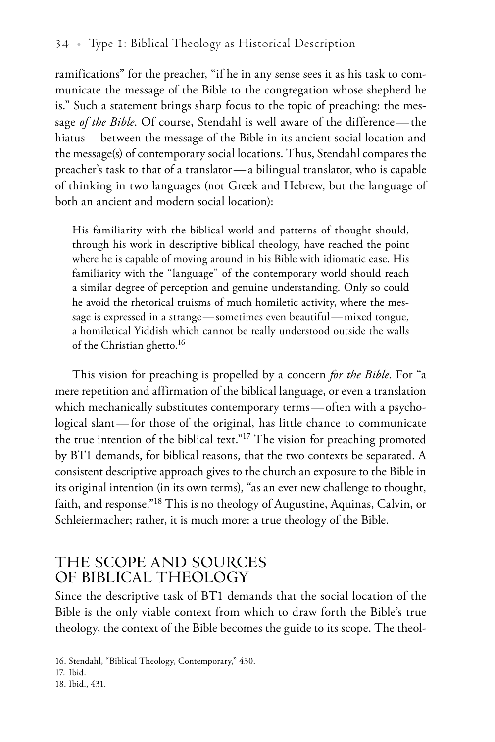ramifications" for the preacher, "if he in any sense sees it as his task to communicate the message of the Bible to the congregation whose shepherd he is." Such a statement brings sharp focus to the topic of preaching: the message *of the Bible*. Of course, Stendahl is well aware of the difference—the hiatus—between the message of the Bible in its ancient social location and the message(s) of contemporary social locations. Thus, Stendahl compares the preacher's task to that of a translator—a bilingual translator, who is capable of thinking in two languages (not Greek and Hebrew, but the language of both an ancient and modern social location):

> His familiarity with the biblical world and patterns of thought should, through his work in descriptive biblical theology, have reached the point where he is capable of moving around in his Bible with idiomatic ease. His familiarity with the "language" of the contemporary world should reach a similar degree of perception and genuine understanding. Only so could he avoid the rhetorical truisms of much homiletic activity, where the message is expressed in a strange—sometimes even beautiful—mixed tongue, a homiletical Yiddish which cannot be really understood outside the walls of the Christian ghetto.[16]

This vision for preaching is propelled by a concern *for the Bible*. For "a mere repetition and affirmation of the biblical language, or even a translation which mechanically substitutes contemporary terms—often with a psychological slant—for those of the original, has little chance to communicate the true intention of the biblical text."[17] The vision for preaching promoted by BT1 demands, for biblical reasons, that the two contexts be separated. A consistent descriptive approach gives to the church an exposure to the Bible in its original intention (in its own terms), "as an ever new challenge to thought, faith, and response."[18] This is no theology of Augustine, Aquinas, Calvin, or Schleiermacher; rather, it is much more: a true theology of the Bible.

## THE SCOPE AND SOURCES OF BIBLICAL THEOLOGY

Since the descriptive task of BT1 demands that the social location of the Bible is the only viable context from which to draw forth the Bible's true theology, the context of the Bible becomes the guide to its scope. The theol-

16. Stendahl, "Biblical Theology, Contemporary," 430.
17. Ibid.
18. Ibid., 431.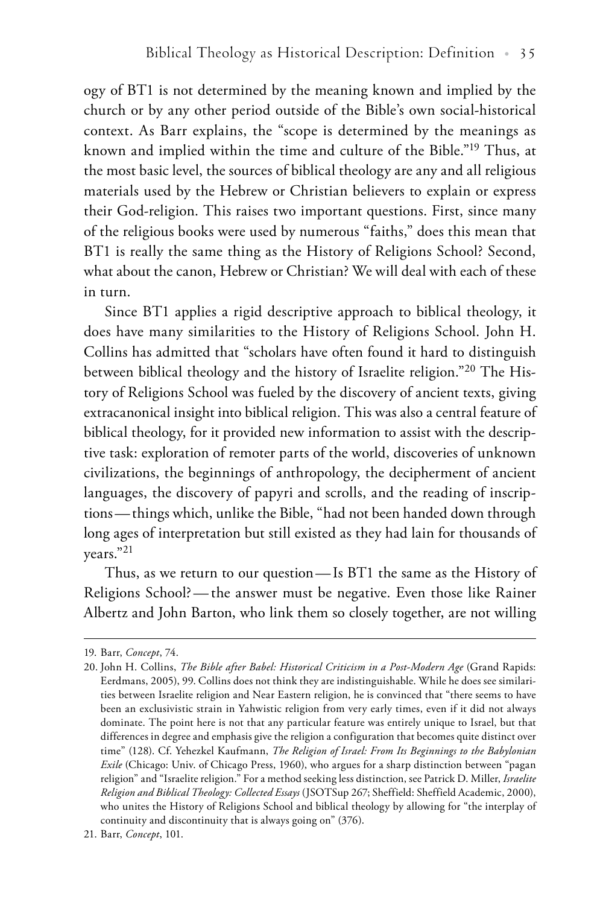ogy of BT1 is not determined by the meaning known and implied by the church or by any other period outside of the Bible's own social-historical context. As Barr explains, the "scope is determined by the meanings as known and implied within the time and culture of the Bible."[19] Thus, at the most basic level, the sources of biblical theology are any and all religious materials used by the Hebrew or Christian believers to explain or express their God-religion. This raises two important questions. First, since many of the religious books were used by numerous "faiths," does this mean that BT1 is really the same thing as the History of Religions School? Second, what about the canon, Hebrew or Christian? We will deal with each of these in turn.

Since BT1 applies a rigid descriptive approach to biblical theology, it does have many similarities to the History of Religions School. John H. Collins has admitted that "scholars have often found it hard to distinguish between biblical theology and the history of Israelite religion."[20] The History of Religions School was fueled by the discovery of ancient texts, giving extracanonical insight into biblical religion. This was also a central feature of biblical theology, for it provided new information to assist with the descriptive task: exploration of remoter parts of the world, discoveries of unknown civilizations, the beginnings of anthropology, the decipherment of ancient languages, the discovery of papyri and scrolls, and the reading of inscriptions — things which, unlike the Bible, "had not been handed down through long ages of interpretation but still existed as they had lain for thousands of years."[21]

Thus, as we return to our question — Is BT1 the same as the History of Religions School? — the answer must be negative. Even those like Rainer Albertz and John Barton, who link them so closely together, are not willing

---

19. Barr, *Concept*, 74.

20. John H. Collins, *The Bible after Babel: Historical Criticism in a Post-Modern Age* (Grand Rapids: Eerdmans, 2005), 99. Collins does not think they are indistinguishable. While he does see similarities between Israelite religion and Near Eastern religion, he is convinced that "there seems to have been an exclusivistic strain in Yahwistic religion from very early times, even if it did not always dominate. The point here is not that any particular feature was entirely unique to Israel, but that differences in degree and emphasis give the religion a configuration that becomes quite distinct over time" (128). Cf. Yehezkel Kaufmann, *The Religion of Israel: From Its Beginnings to the Babylonian Exile* (Chicago: Univ. of Chicago Press, 1960), who argues for a sharp distinction between "pagan religion" and "Israelite religion." For a method seeking less distinction, see Patrick D. Miller, *Israelite Religion and Biblical Theology: Collected Essays* (JSOTSup 267; Sheffield: Sheffield Academic, 2000), who unites the History of Religions School and biblical theology by allowing for "the interplay of continuity and discontinuity that is always going on" (376).

21. Barr, *Concept*, 101.